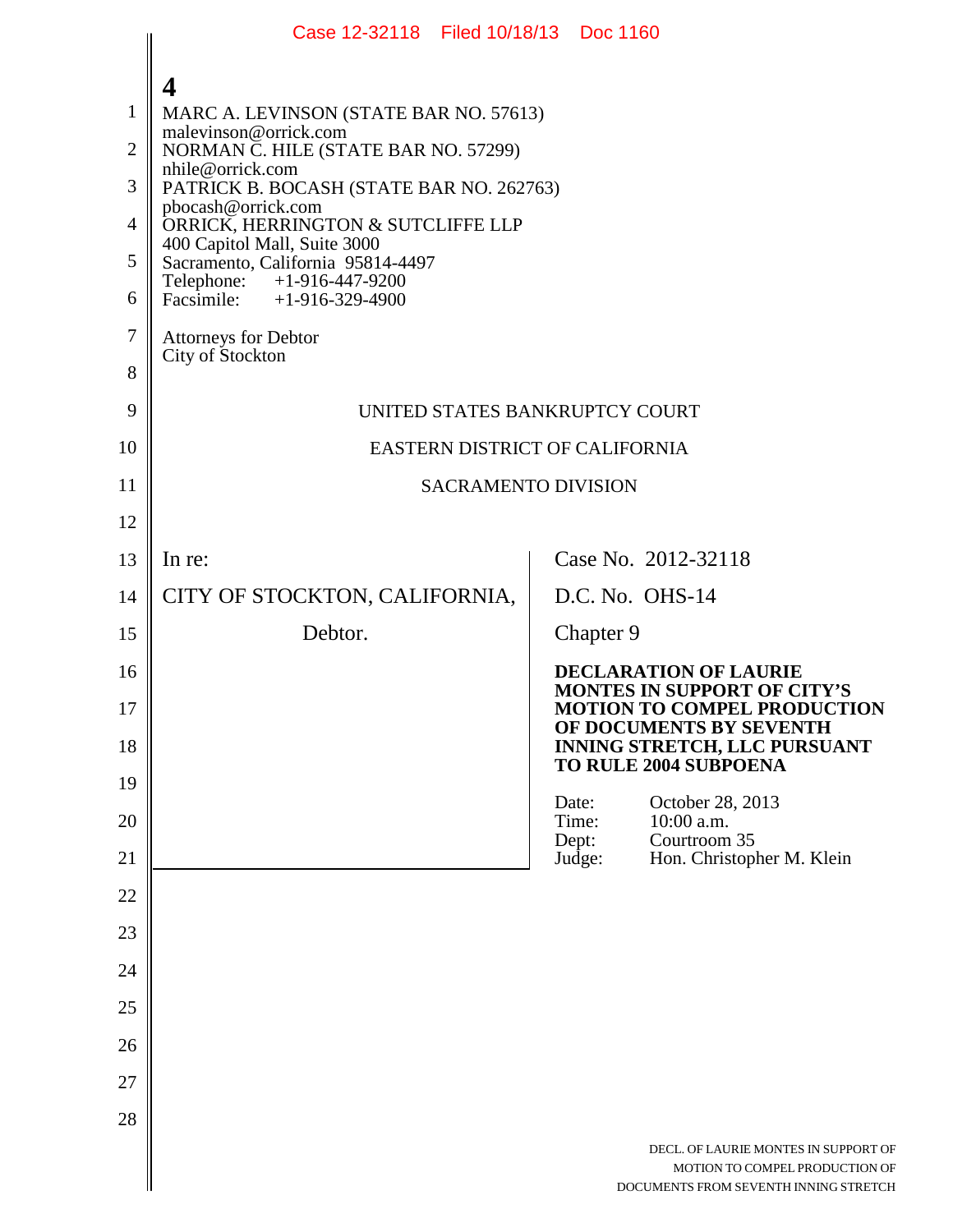4

MARC A. LEVINSON (STATE BAR NO. 57613)
malevinson@orrick.com
NORMAN C. HILE (STATE BAR NO. 57299)
nhile@orrick.com
PATRICK B. BOCASH (STATE BAR NO. 262763)
pbocash@orrick.com
ORRICK, HERRINGTON & SUTCLIFFE LLP
400 Capitol Mall, Suite 3000
Sacramento, California 95814-4497
Telephone: +1-916-447-9200
Facsimile: +1-916-329-4900

Attorneys for Debtor
City of Stockton

UNITED STATES BANKRUPTCY COURT

EASTERN DISTRICT OF CALIFORNIA

SACRAMENTO DIVISION

In re:

CITY OF STOCKTON, CALIFORNIA,

Debtor.

Case No. 2012-32118

D.C. No. OHS-14

Chapter 9

**DECLARATION OF LAURIE MONTES IN SUPPORT OF CITY'S MOTION TO COMPEL PRODUCTION OF DOCUMENTS BY SEVENTH INNING STRETCH, LLC PURSUANT TO RULE 2004 SUBPOENA**

Date: October 28, 2013
Time: 10:00 a.m.
Dept: Courtroom 35
Judge: Hon. Christopher M. Klein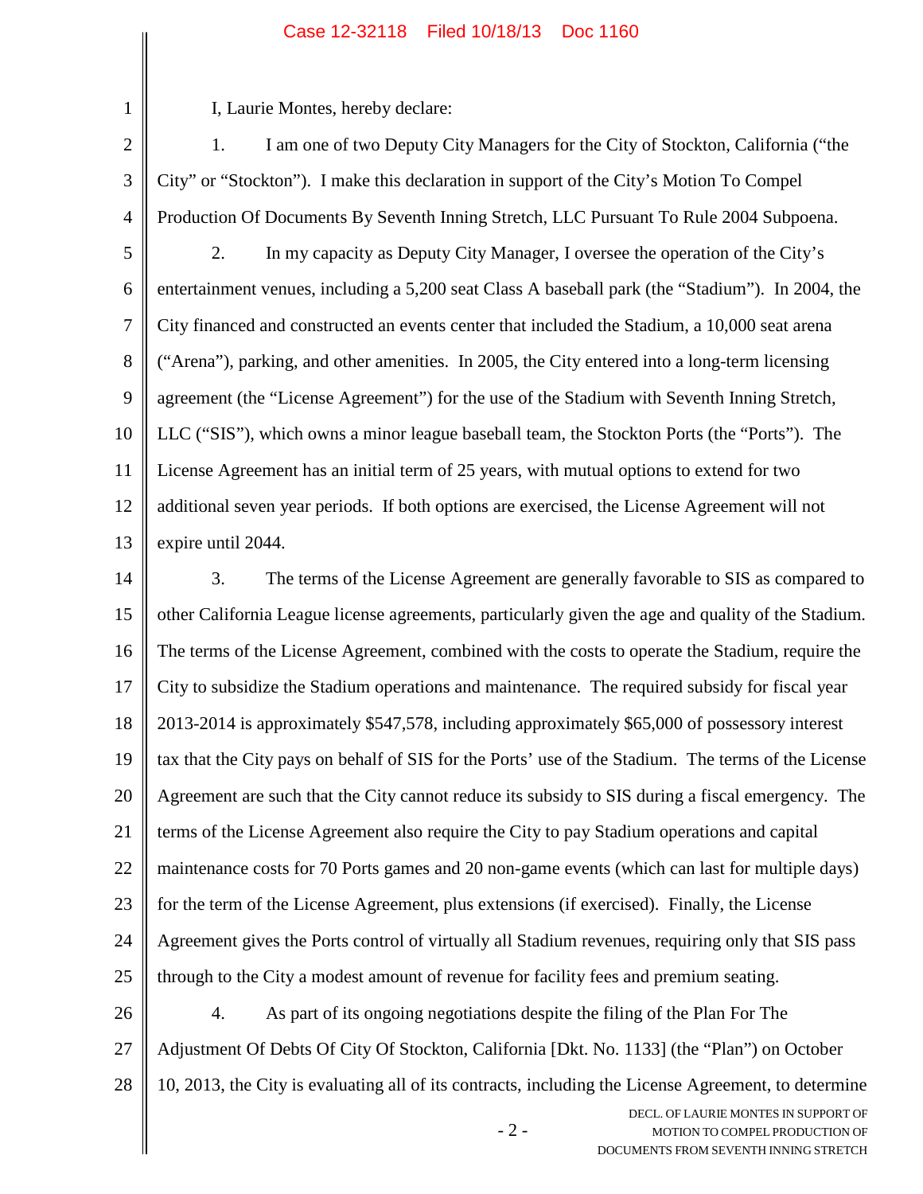I, Laurie Montes, hereby declare:

1. I am one of two Deputy City Managers for the City of Stockton, California ("the City" or "Stockton"). I make this declaration in support of the City's Motion To Compel Production Of Documents By Seventh Inning Stretch, LLC Pursuant To Rule 2004 Subpoena.

2. In my capacity as Deputy City Manager, I oversee the operation of the City's entertainment venues, including a 5,200 seat Class A baseball park (the "Stadium"). In 2004, the City financed and constructed an events center that included the Stadium, a 10,000 seat arena ("Arena"), parking, and other amenities. In 2005, the City entered into a long-term licensing agreement (the "License Agreement") for the use of the Stadium with Seventh Inning Stretch, LLC ("SIS"), which owns a minor league baseball team, the Stockton Ports (the "Ports"). The License Agreement has an initial term of 25 years, with mutual options to extend for two additional seven year periods. If both options are exercised, the License Agreement will not expire until 2044.

3. The terms of the License Agreement are generally favorable to SIS as compared to other California League license agreements, particularly given the age and quality of the Stadium. The terms of the License Agreement, combined with the costs to operate the Stadium, require the City to subsidize the Stadium operations and maintenance. The required subsidy for fiscal year 2013-2014 is approximately $547,578, including approximately $65,000 of possessory interest tax that the City pays on behalf of SIS for the Ports' use of the Stadium. The terms of the License Agreement are such that the City cannot reduce its subsidy to SIS during a fiscal emergency. The terms of the License Agreement also require the City to pay Stadium operations and capital maintenance costs for 70 Ports games and 20 non-game events (which can last for multiple days) for the term of the License Agreement, plus extensions (if exercised). Finally, the License Agreement gives the Ports control of virtually all Stadium revenues, requiring only that SIS pass through to the City a modest amount of revenue for facility fees and premium seating.

4. As part of its ongoing negotiations despite the filing of the Plan For The Adjustment Of Debts Of City Of Stockton, California [Dkt. No. 1133] (the "Plan") on October 10, 2013, the City is evaluating all of its contracts, including the License Agreement, to determine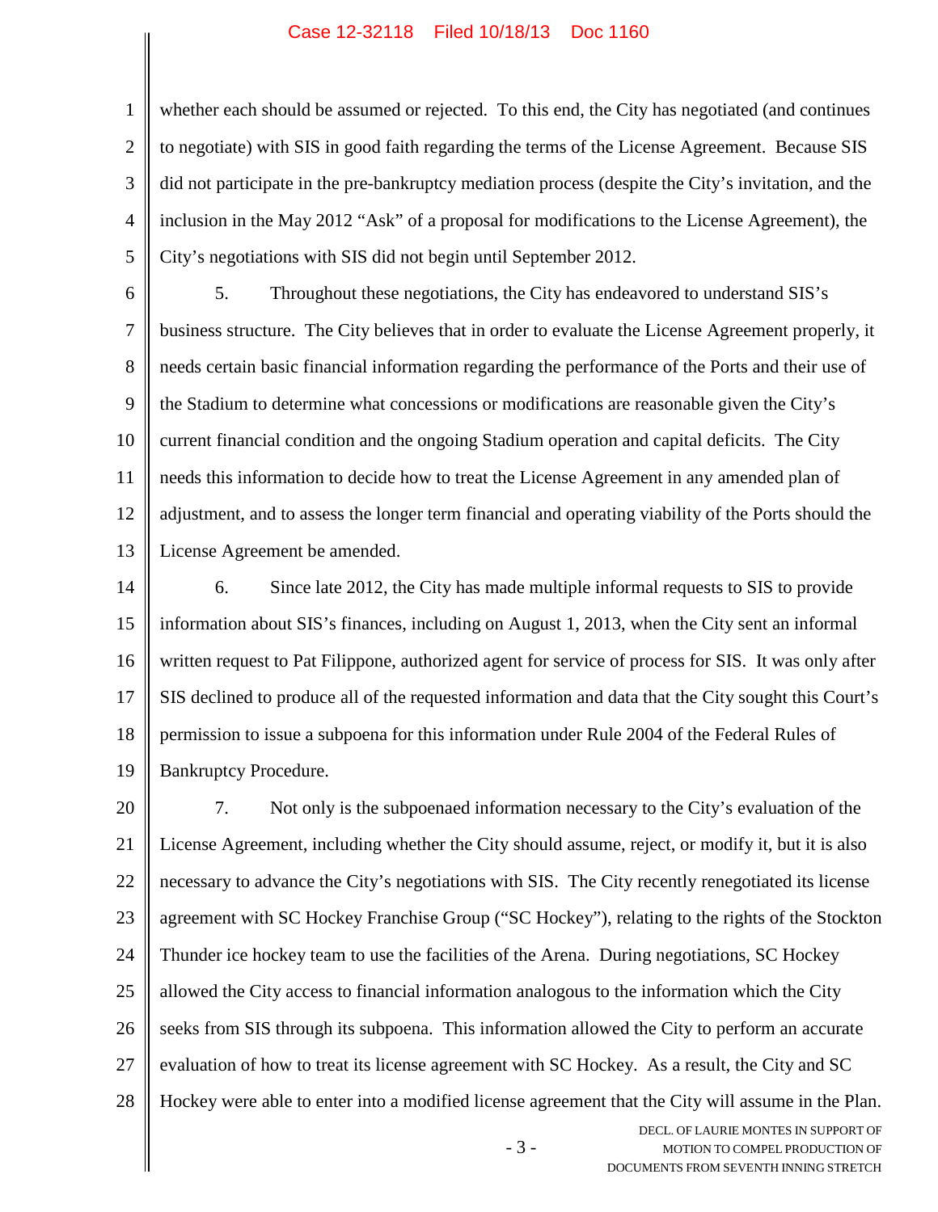whether each should be assumed or rejected. To this end, the City has negotiated (and continues to negotiate) with SIS in good faith regarding the terms of the License Agreement. Because SIS did not participate in the pre-bankruptcy mediation process (despite the City's invitation, and the inclusion in the May 2012 "Ask" of a proposal for modifications to the License Agreement), the City's negotiations with SIS did not begin until September 2012.

5. Throughout these negotiations, the City has endeavored to understand SIS's business structure. The City believes that in order to evaluate the License Agreement properly, it needs certain basic financial information regarding the performance of the Ports and their use of the Stadium to determine what concessions or modifications are reasonable given the City's current financial condition and the ongoing Stadium operation and capital deficits. The City needs this information to decide how to treat the License Agreement in any amended plan of adjustment, and to assess the longer term financial and operating viability of the Ports should the License Agreement be amended.

6. Since late 2012, the City has made multiple informal requests to SIS to provide information about SIS's finances, including on August 1, 2013, when the City sent an informal written request to Pat Filippone, authorized agent for service of process for SIS. It was only after SIS declined to produce all of the requested information and data that the City sought this Court's permission to issue a subpoena for this information under Rule 2004 of the Federal Rules of Bankruptcy Procedure.

7. Not only is the subpoenaed information necessary to the City's evaluation of the License Agreement, including whether the City should assume, reject, or modify it, but it is also necessary to advance the City's negotiations with SIS. The City recently renegotiated its license agreement with SC Hockey Franchise Group ("SC Hockey"), relating to the rights of the Stockton Thunder ice hockey team to use the facilities of the Arena. During negotiations, SC Hockey allowed the City access to financial information analogous to the information which the City seeks from SIS through its subpoena. This information allowed the City to perform an accurate evaluation of how to treat its license agreement with SC Hockey. As a result, the City and SC Hockey were able to enter into a modified license agreement that the City will assume in the Plan.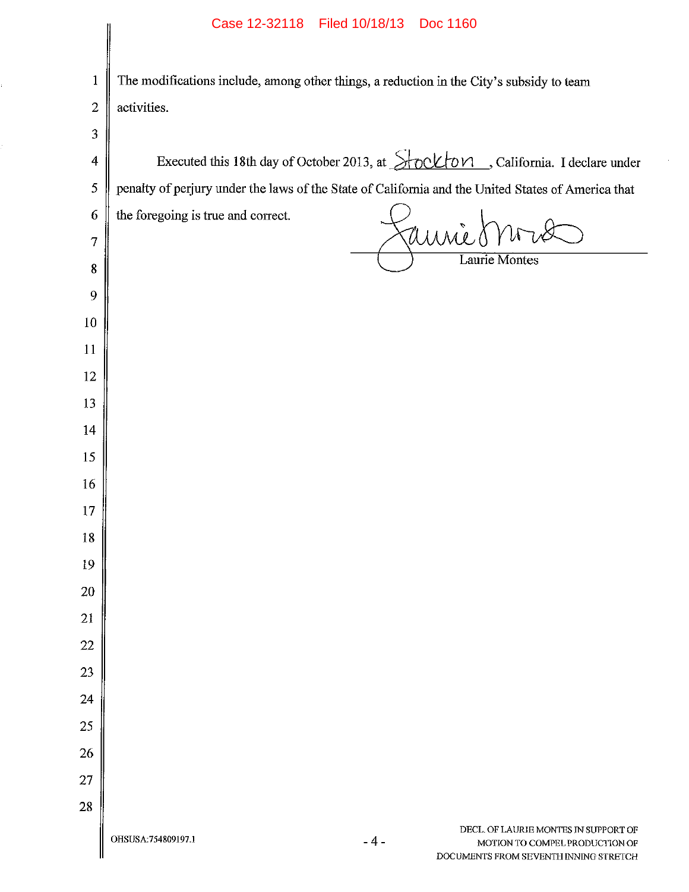The modifications include, among other things, a reduction in the City's subsidy to team activities.

Executed this 18th day of October 2013, at Stockton, California. I declare under penalty of perjury under the laws of the State of California and the United States of America that the foregoing is true and correct.

Laurie Montes

OHSUSA:754809197.1

DECL. OF LAURIE MONTES IN SUPPORT OF MOTION TO COMPEL PRODUCTION OF DOCUMENTS FROM SEVENTH INNING STRETCH